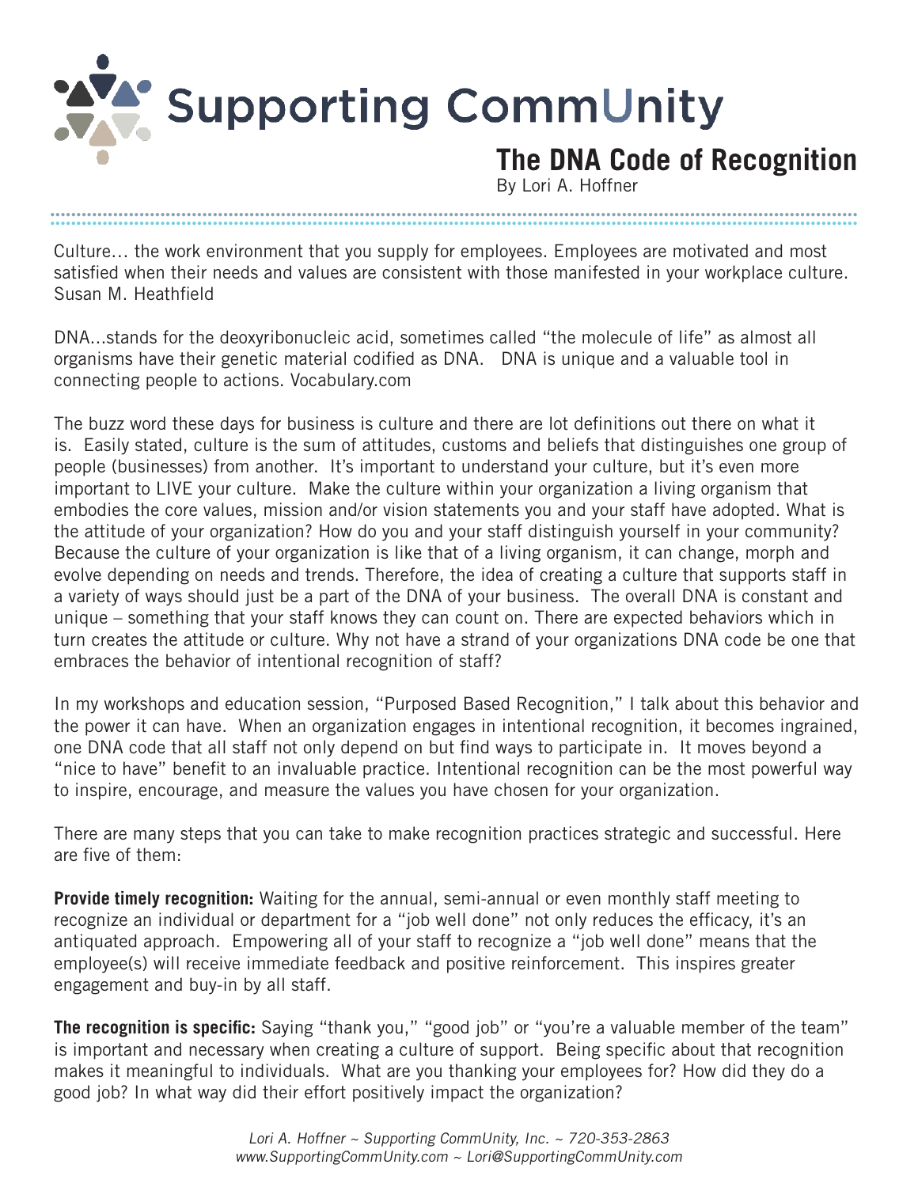# Supporting CommUnity

## The DNA Code of Recognition

By Lori A. Hoffner

Culture… the work environment that you supply for employees. Employees are motivated and most satisfied when their needs and values are consistent with those manifested in your workplace culture. Susan M. Heathfield

DNA…stands for the deoxyribonucleic acid, sometimes called "the molecule of life" as almost all organisms have their genetic material codified as DNA. DNA is unique and a valuable tool in connecting people to actions. Vocabulary.com

The buzz word these days for business is culture and there are lot definitions out there on what it is. Easily stated, culture is the sum of attitudes, customs and beliefs that distinguishes one group of people (businesses) from another. It's important to understand your culture, but it's even more important to LIVE your culture. Make the culture within your organization a living organism that embodies the core values, mission and/or vision statements you and your staff have adopted. What is the attitude of your organization? How do you and your staff distinguish yourself in your community? Because the culture of your organization is like that of a living organism, it can change, morph and evolve depending on needs and trends. Therefore, the idea of creating a culture that supports staff in a variety of ways should just be a part of the DNA of your business. The overall DNA is constant and unique – something that your staff knows they can count on. There are expected behaviors which in turn creates the attitude or culture. Why not have a strand of your organizations DNA code be one that embraces the behavior of intentional recognition of staff?

In my workshops and education session, "Purposed Based Recognition," I talk about this behavior and the power it can have. When an organization engages in intentional recognition, it becomes ingrained, one DNA code that all staff not only depend on but find ways to participate in. It moves beyond a "nice to have" benefit to an invaluable practice. Intentional recognition can be the most powerful way to inspire, encourage, and measure the values you have chosen for your organization.

There are many steps that you can take to make recognition practices strategic and successful. Here are five of them:

**Provide timely recognition:** Waiting for the annual, semi-annual or even monthly staff meeting to recognize an individual or department for a "job well done" not only reduces the efficacy, it's an antiquated approach. Empowering all of your staff to recognize a "job well done" means that the employee(s) will receive immediate feedback and positive reinforcement. This inspires greater engagement and buy-in by all staff.

**The recognition is specific:** Saying "thank you," "good job" or "you're a valuable member of the team" is important and necessary when creating a culture of support. Being specific about that recognition makes it meaningful to individuals. What are you thanking your employees for? How did they do a good job? In what way did their effort positively impact the organization?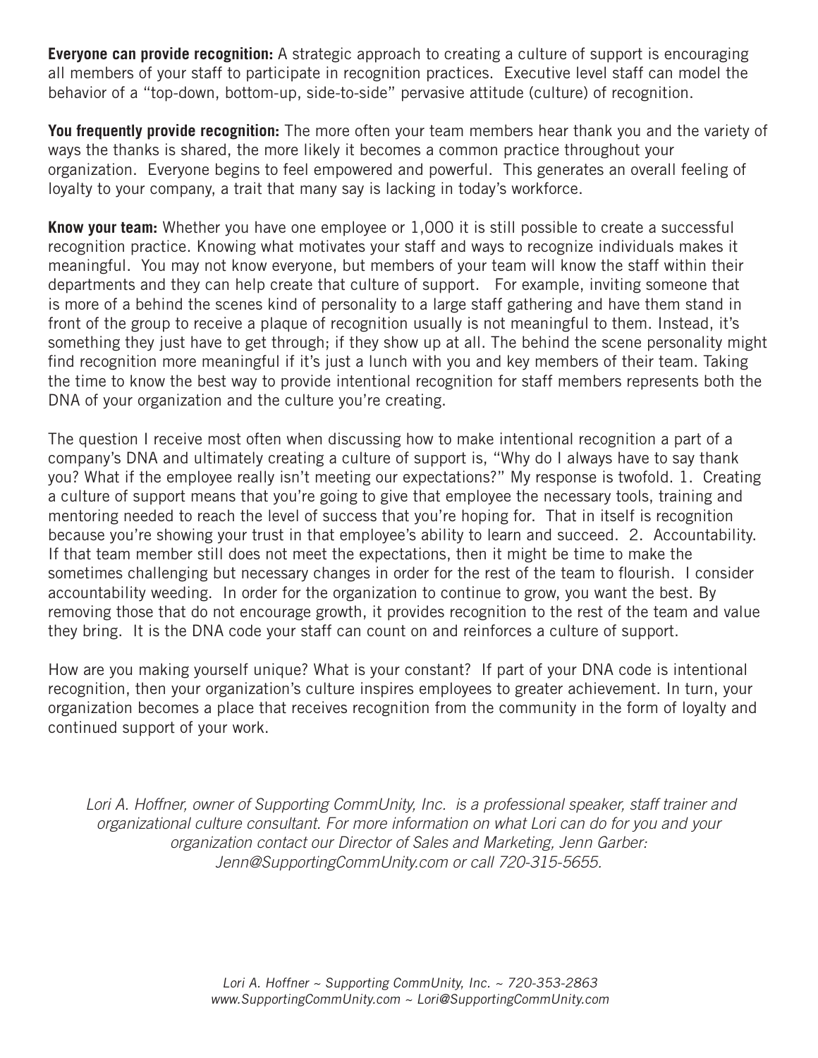**Everyone can provide recognition:** A strategic approach to creating a culture of support is encouraging all members of your staff to participate in recognition practices. Executive level staff can model the behavior of a "top-down, bottom-up, side-to-side" pervasive attitude (culture) of recognition.

**You frequently provide recognition:** The more often your team members hear thank you and the variety of ways the thanks is shared, the more likely it becomes a common practice throughout your organization. Everyone begins to feel empowered and powerful. This generates an overall feeling of loyalty to your company, a trait that many say is lacking in today's workforce.

**Know your team:** Whether you have one employee or 1,000 it is still possible to create a successful recognition practice. Knowing what motivates your staff and ways to recognize individuals makes it meaningful. You may not know everyone, but members of your team will know the staff within their departments and they can help create that culture of support. For example, inviting someone that is more of a behind the scenes kind of personality to a large staff gathering and have them stand in front of the group to receive a plaque of recognition usually is not meaningful to them. Instead, it's something they just have to get through; if they show up at all. The behind the scene personality might find recognition more meaningful if it's just a lunch with you and key members of their team. Taking the time to know the best way to provide intentional recognition for staff members represents both the DNA of your organization and the culture you're creating.

The question I receive most often when discussing how to make intentional recognition a part of a company's DNA and ultimately creating a culture of support is, "Why do I always have to say thank you? What if the employee really isn't meeting our expectations?" My response is twofold. 1. Creating a culture of support means that you're going to give that employee the necessary tools, training and mentoring needed to reach the level of success that you're hoping for. That in itself is recognition because you're showing your trust in that employee's ability to learn and succeed. 2. Accountability. If that team member still does not meet the expectations, then it might be time to make the sometimes challenging but necessary changes in order for the rest of the team to flourish. I consider accountability weeding. In order for the organization to continue to grow, you want the best. By removing those that do not encourage growth, it provides recognition to the rest of the team and value they bring. It is the DNA code your staff can count on and reinforces a culture of support.

How are you making yourself unique? What is your constant? If part of your DNA code is intentional recognition, then your organization's culture inspires employees to greater achievement. In turn, your organization becomes a place that receives recognition from the community in the form of loyalty and continued support of your work.

*Lori A. Hoffner, owner of Supporting CommUnity, Inc. is a professional speaker, staff trainer and organizational culture consultant. For more information on what Lori can do for you and your organization contact our Director of Sales and Marketing, Jenn Garber: Jenn@SupportingCommUnity.com or call 720-315-5655.*

*Lori A. Hoffner ~ Supporting CommUnity, Inc. ~ 720-353-2863*
*www.SupportingCommUnity.com ~ Lori@SupportingCommUnity.com*